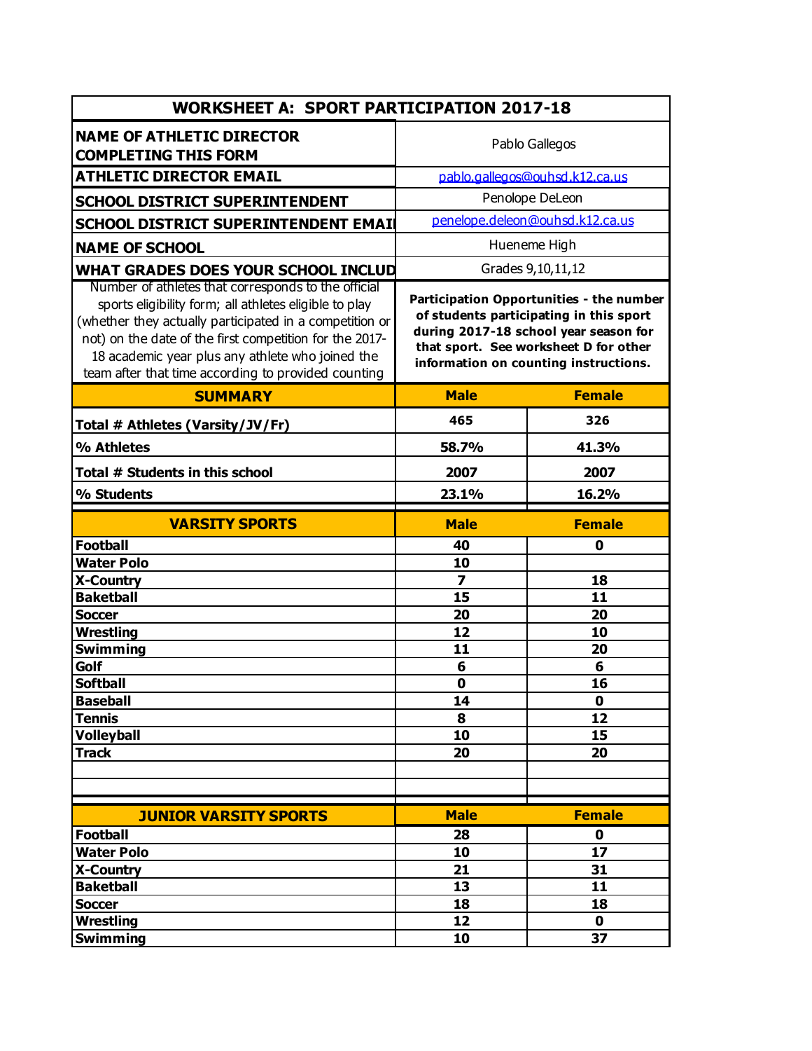| WORKSHEET A: SPORT PARTICIPATION 2017-18 | | |
|---|---|---|
| **NAME OF ATHLETIC DIRECTOR COMPLETING THIS FORM** | Pablo Gallegos | |
| **ATHLETIC DIRECTOR EMAIL** | pablo.gallegos@ouhsd.k12.ca.us | |
| **SCHOOL DISTRICT SUPERINTENDENT** | Penolope DeLeon | |
| **SCHOOL DISTRICT SUPERINTENDENT EMAI** | penelope.deleon@ouhsd.k12.ca.us | |
| **NAME OF SCHOOL** | Hueneme High | |
| **WHAT GRADES DOES YOUR SCHOOL INCLUD** | Grades 9,10,11,12 | |
| Number of athletes that corresponds to the official sports eligibility form; all athletes eligible to play (whether they actually participated in a competition or not) on the date of the first competition for the 2017-18 academic year plus any athlete who joined the team after that time according to provided counting | **Participation Opportunities - the number of students participating in this sport during 2017-18 school year season for that sport. See worksheet D for other information on counting instructions.** | |
| **SUMMARY** | **Male** | **Female** |
| **Total # Athletes (Varsity/JV/Fr)** | **465** | **326** |
| **% Athletes** | **58.7%** | **41.3%** |
| **Total # Students in this school** | **2007** | **2007** |
| **% Students** | **23.1%** | **16.2%** |
| **VARSITY SPORTS** | **Male** | **Female** |
| **Football** | **40** | **0** |
| **Water Polo** | **10** | |
| **X-Country** | **7** | **18** |
| **Baketball** | **15** | **11** |
| **Soccer** | **20** | **20** |
| **Wrestling** | **12** | **10** |
| **Swimming** | **11** | **20** |
| **Golf** | **6** | **6** |
| **Softball** | **0** | **16** |
| **Baseball** | **14** | **0** |
| **Tennis** | **8** | **12** |
| **Volleyball** | **10** | **15** |
| **Track** | **20** | **20** |
| | | |
| | | |
| **JUNIOR VARSITY SPORTS** | **Male** | **Female** |
| **Football** | **28** | **0** |
| **Water Polo** | **10** | **17** |
| **X-Country** | **21** | **31** |
| **Baketball** | **13** | **11** |
| **Soccer** | **18** | **18** |
| **Wrestling** | **12** | **0** |
| **Swimming** | **10** | **37** |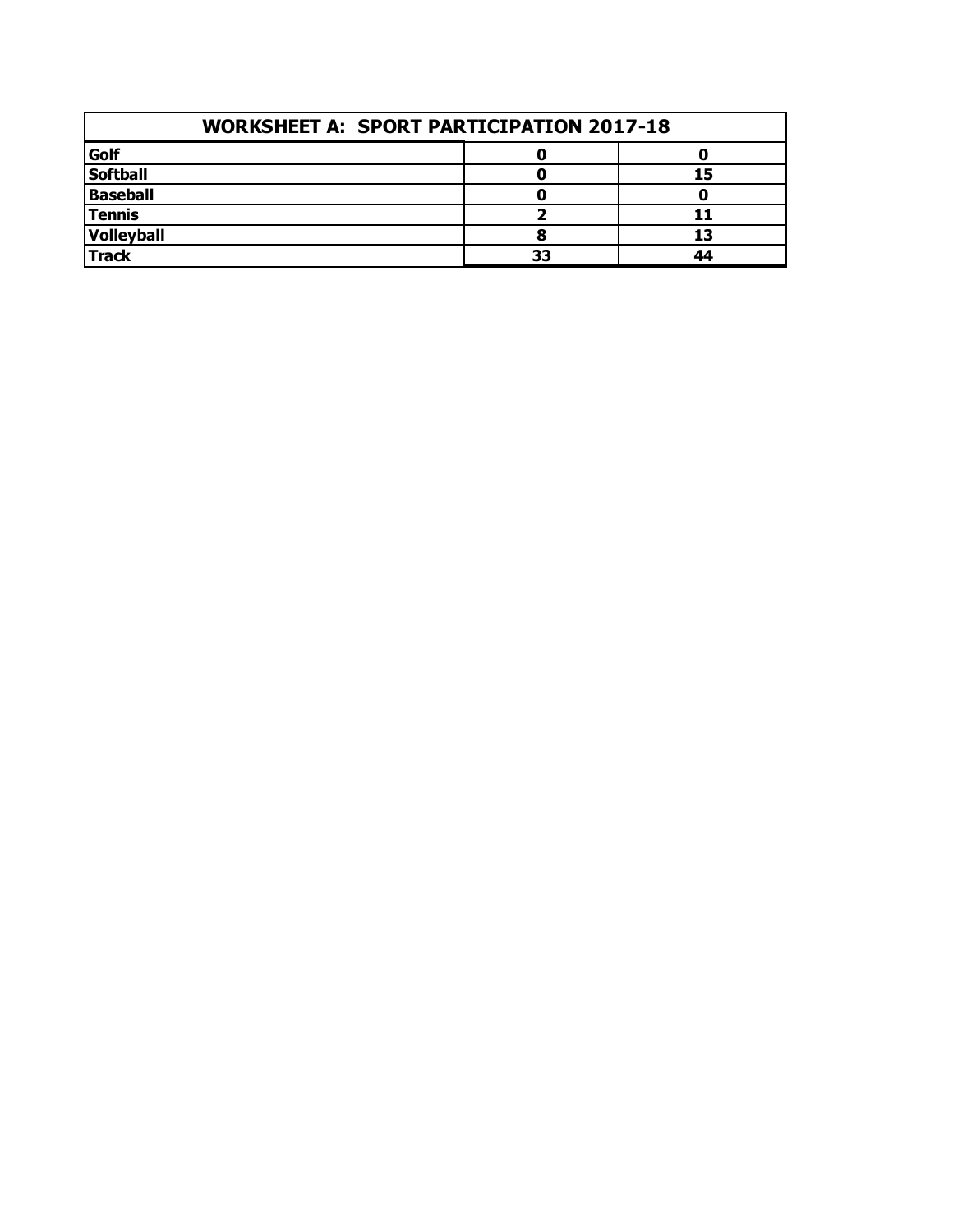| WORKSHEET A: SPORT PARTICIPATION 2017-18 | | |
|---|---|---|
| **Golf** | **0** | **0** |
| **Softball** | **0** | **15** |
| **Baseball** | **0** | **0** |
| **Tennis** | **2** | **11** |
| **Volleyball** | **8** | **13** |
| **Track** | **33** | **44** |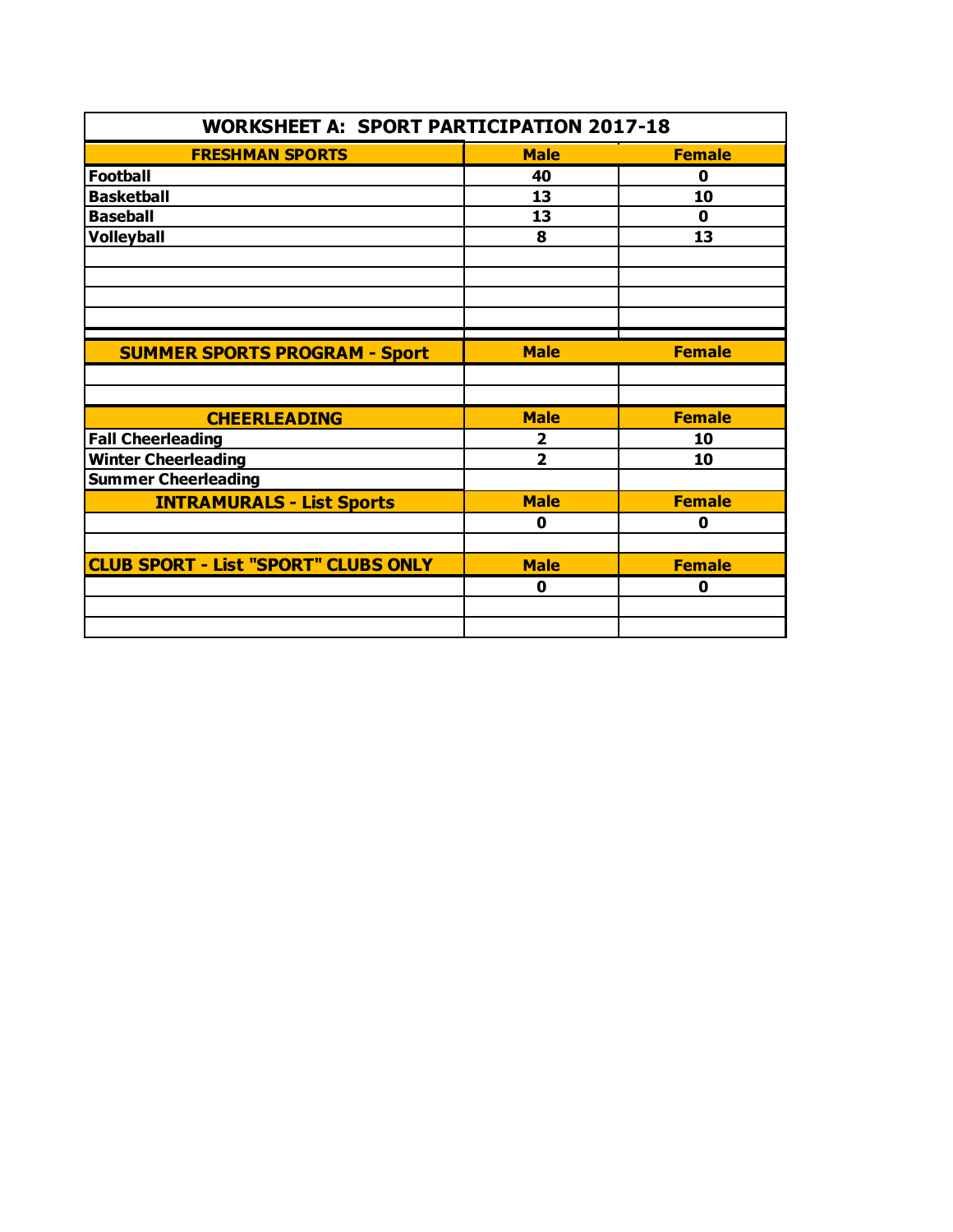| WORKSHEET A: SPORT PARTICIPATION 2017-18 | | |
|---|---|---|
| **FRESHMAN SPORTS** | **Male** | **Female** |
| Football | 40 | 0 |
| Basketball | 13 | 10 |
| Baseball | 13 | 0 |
| Volleyball | 8 | 13 |
| | | |
| | | |
| | | |
| | | |
| **SUMMER SPORTS PROGRAM - Sport** | **Male** | **Female** |
| | | |
| | | |
| **CHEERLEADING** | **Male** | **Female** |
| Fall Cheerleading | 2 | 10 |
| Winter Cheerleading | 2 | 10 |
| Summer Cheerleading | | |
| **INTRAMURALS - List Sports** | **Male** | **Female** |
| | 0 | 0 |
| | | |
| **CLUB SPORT - List "SPORT" CLUBS ONLY** | **Male** | **Female** |
| | 0 | 0 |
| | | |
| | | |